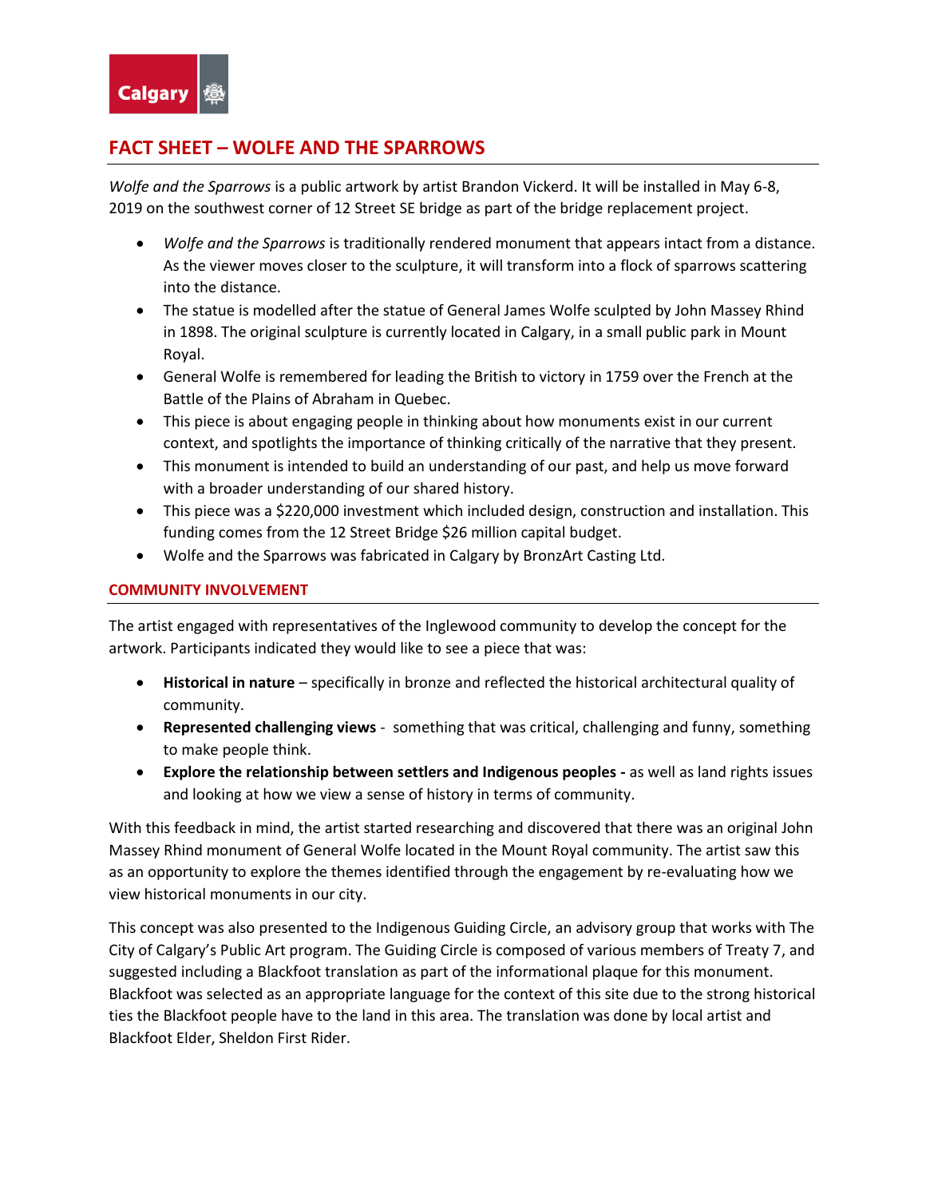# FACT SHEET – WOLFE AND THE SPARROWS

*Wolfe and the Sparrows* is a public artwork by artist Brandon Vickerd. It will be installed in May 6-8, 2019 on the southwest corner of 12 Street SE bridge as part of the bridge replacement project.

- *Wolfe and the Sparrows* is traditionally rendered monument that appears intact from a distance. As the viewer moves closer to the sculpture, it will transform into a flock of sparrows scattering into the distance.
- The statue is modelled after the statue of General James Wolfe sculpted by John Massey Rhind in 1898. The original sculpture is currently located in Calgary, in a small public park in Mount Royal.
- General Wolfe is remembered for leading the British to victory in 1759 over the French at the Battle of the Plains of Abraham in Quebec.
- This piece is about engaging people in thinking about how monuments exist in our current context, and spotlights the importance of thinking critically of the narrative that they present.
- This monument is intended to build an understanding of our past, and help us move forward with a broader understanding of our shared history.
- This piece was a $220,000 investment which included design, construction and installation. This funding comes from the 12 Street Bridge $26 million capital budget.
- Wolfe and the Sparrows was fabricated in Calgary by BronzArt Casting Ltd.

## COMMUNITY INVOLVEMENT

The artist engaged with representatives of the Inglewood community to develop the concept for the artwork. Participants indicated they would like to see a piece that was:

- **Historical in nature** – specifically in bronze and reflected the historical architectural quality of community.
- **Represented challenging views** - something that was critical, challenging and funny, something to make people think.
- **Explore the relationship between settlers and Indigenous peoples -** as well as land rights issues and looking at how we view a sense of history in terms of community.

With this feedback in mind, the artist started researching and discovered that there was an original John Massey Rhind monument of General Wolfe located in the Mount Royal community. The artist saw this as an opportunity to explore the themes identified through the engagement by re-evaluating how we view historical monuments in our city.

This concept was also presented to the Indigenous Guiding Circle, an advisory group that works with The City of Calgary's Public Art program. The Guiding Circle is composed of various members of Treaty 7, and suggested including a Blackfoot translation as part of the informational plaque for this monument. Blackfoot was selected as an appropriate language for the context of this site due to the strong historical ties the Blackfoot people have to the land in this area. The translation was done by local artist and Blackfoot Elder, Sheldon First Rider.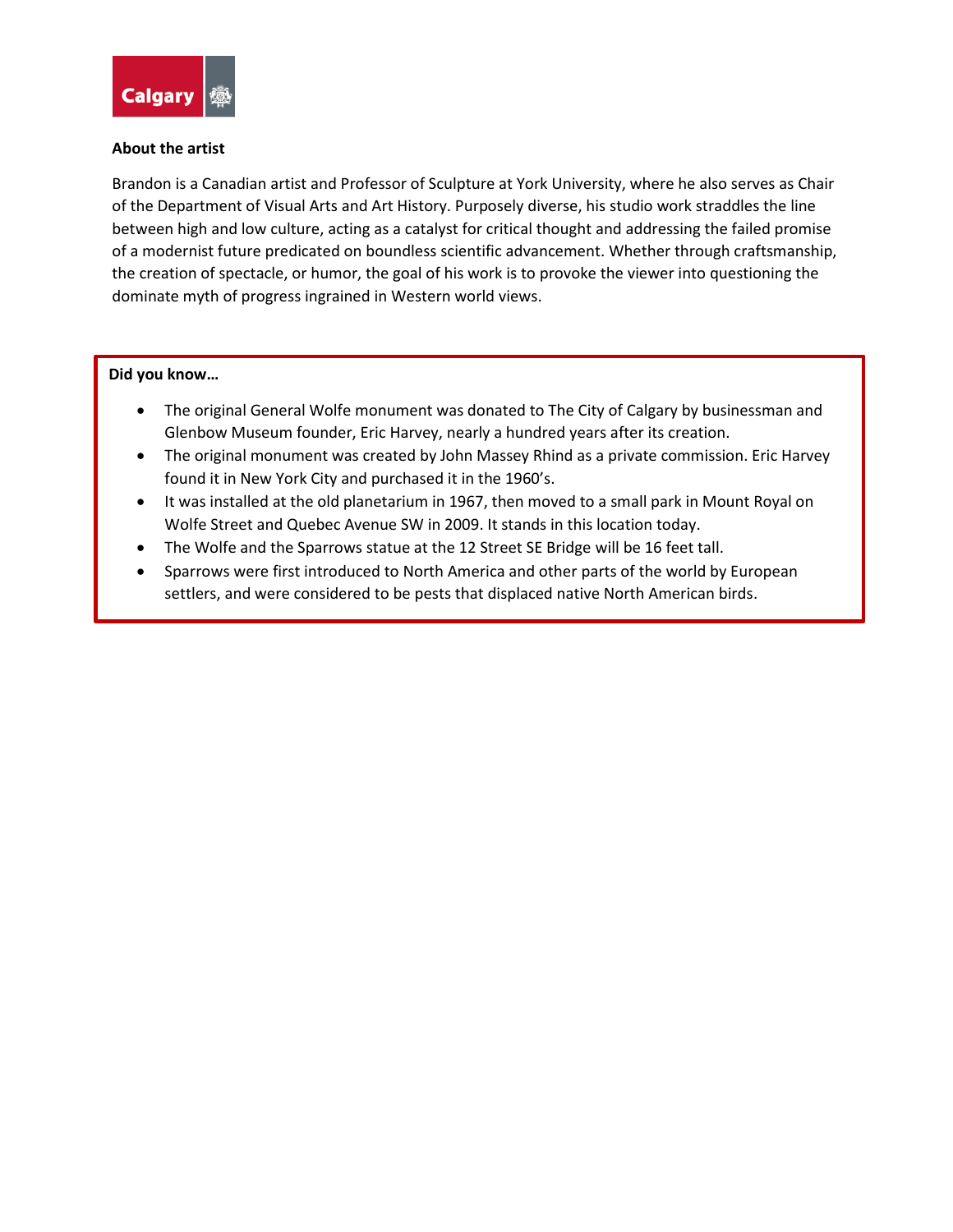**About the artist**

Brandon is a Canadian artist and Professor of Sculpture at York University, where he also serves as Chair of the Department of Visual Arts and Art History. Purposely diverse, his studio work straddles the line between high and low culture, acting as a catalyst for critical thought and addressing the failed promise of a modernist future predicated on boundless scientific advancement. Whether through craftsmanship, the creation of spectacle, or humor, the goal of his work is to provoke the viewer into questioning the dominate myth of progress ingrained in Western world views.

**Did you know…**

- The original General Wolfe monument was donated to The City of Calgary by businessman and Glenbow Museum founder, Eric Harvey, nearly a hundred years after its creation.
- The original monument was created by John Massey Rhind as a private commission. Eric Harvey found it in New York City and purchased it in the 1960's.
- It was installed at the old planetarium in 1967, then moved to a small park in Mount Royal on Wolfe Street and Quebec Avenue SW in 2009. It stands in this location today.
- The Wolfe and the Sparrows statue at the 12 Street SE Bridge will be 16 feet tall.
- Sparrows were first introduced to North America and other parts of the world by European settlers, and were considered to be pests that displaced native North American birds.